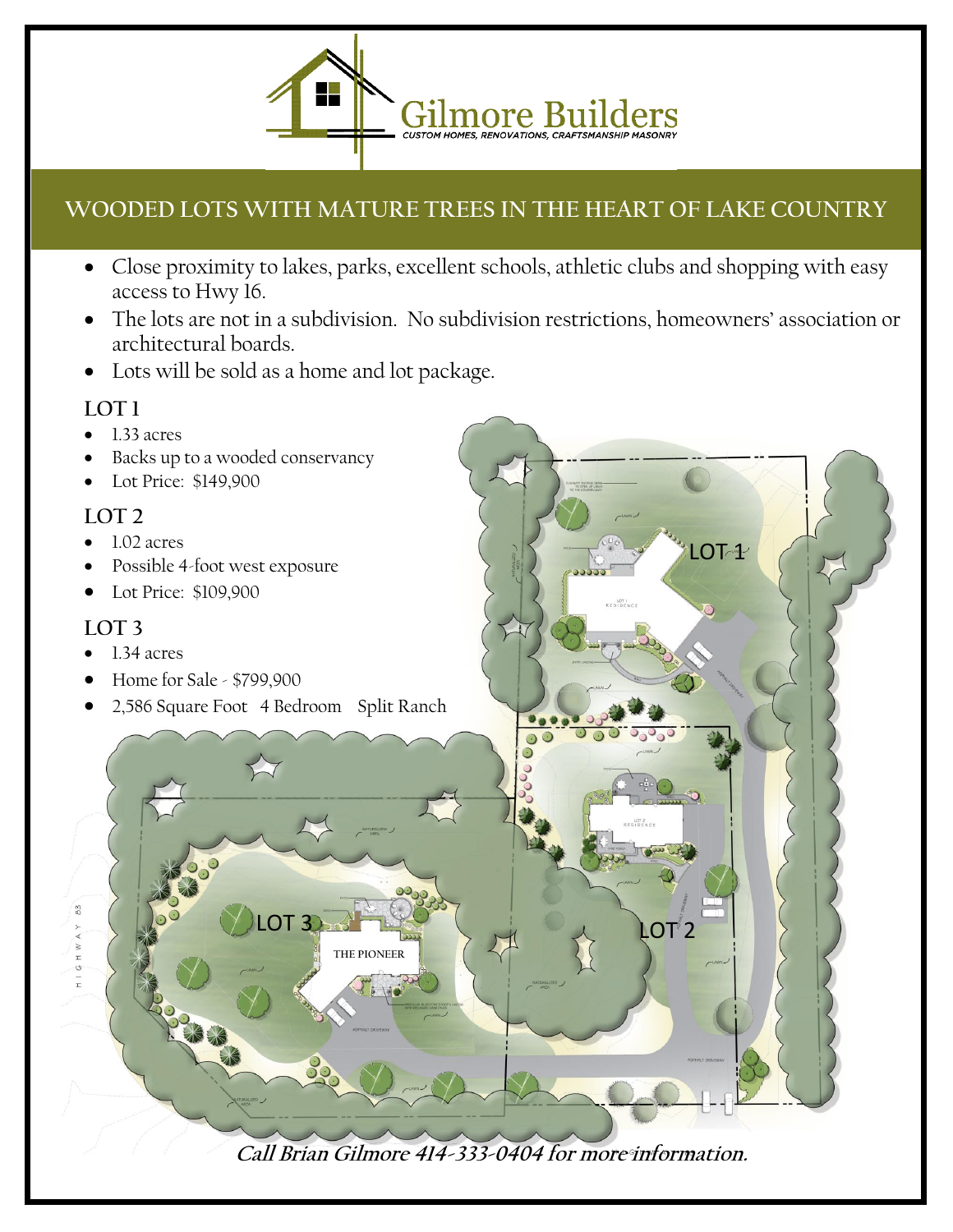# Gilmore Builders

CUSTOM HOMES, RENOVATIONS, CRAFTSMANSHIP MASONRY

## WOODED LOTS WITH MATURE TREES IN THE HEART OF LAKE COUNTRY

- Close proximity to lakes, parks, excellent schools, athletic clubs and shopping with easy access to Hwy 16.
- The lots are not in a subdivision. No subdivision restrictions, homeowners' association or architectural boards.
- Lots will be sold as a home and lot package.

### LOT 1

- 1.33 acres
- Backs up to a wooded conservancy
- Lot Price: $149,900

### LOT 2

- 1.02 acres
- Possible 4-foot west exposure
- Lot Price: $109,900

### LOT 3

- 1.34 acres
- Home for Sale - $799,900
- 2,586 Square Foot 4 Bedroom Split Ranch

LOT 1

LOT 2

LOT 3

THE PIONEER

HIGHWAY 83

***Call Brian Gilmore 414-333-0404 for more information.***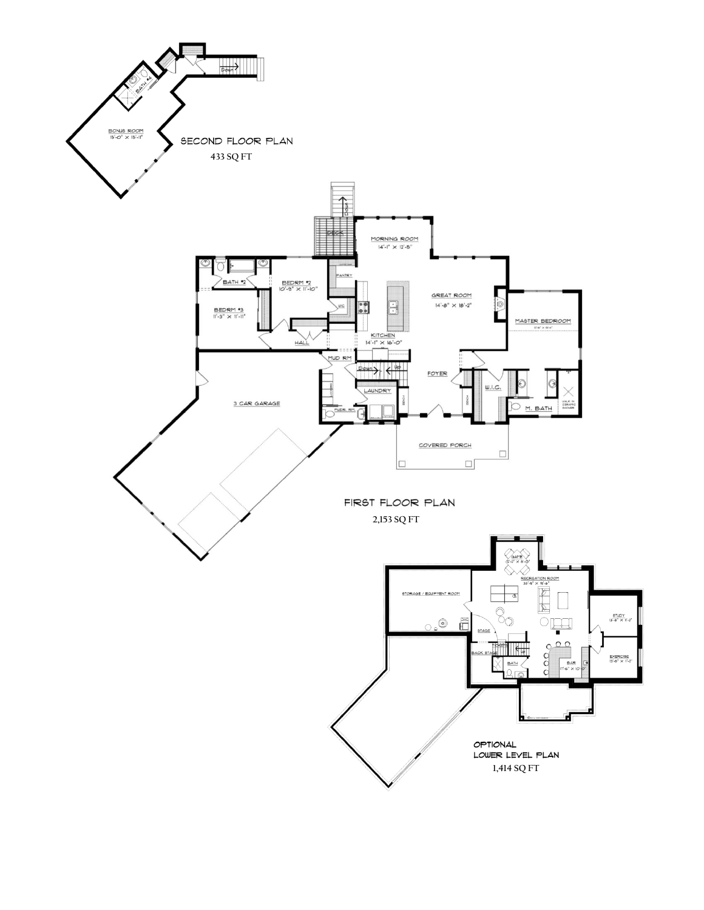## SECOND FLOOR PLAN

433 SQ FT

BONUS ROOM
15'-0" X 15'-11"

BATH #4

## FIRST FLOOR PLAN

2,153 SQ FT

DECK

MORNING ROOM
14'-1" X 12'-5"

GREAT ROOM
14'-8" X 18'-2"

MASTER BEDROOM

KITCHEN
14'-1" X 16'-0"

PANTRY

BEDRM #2
10'-8" X 11'-10"

BATH #2

BEDRM #3
11'-3" X 11'-11"

HALL

MUD RM

LAUNDRY

PWDR. RM

FOYER

W.I.C.

M. BATH

WALK IN CERAMIC SHOWER

BENCH

3 CAR GARAGE

COVERED PORCH

## OPTIONAL LOWER LEVEL PLAN

1,414 SQ FT

GAME
12'-2" X 8'-0"

RECREATION ROOM
33'-6" X 15'-8"

STORAGE / EQUIPMENT ROOM

STAGE

BACK STAGE

BATH

BAR
17'-6" X 10'-0"

STUDY
13'-8" X 11'-2"

EXERCISE
13'-8" X 11'-2"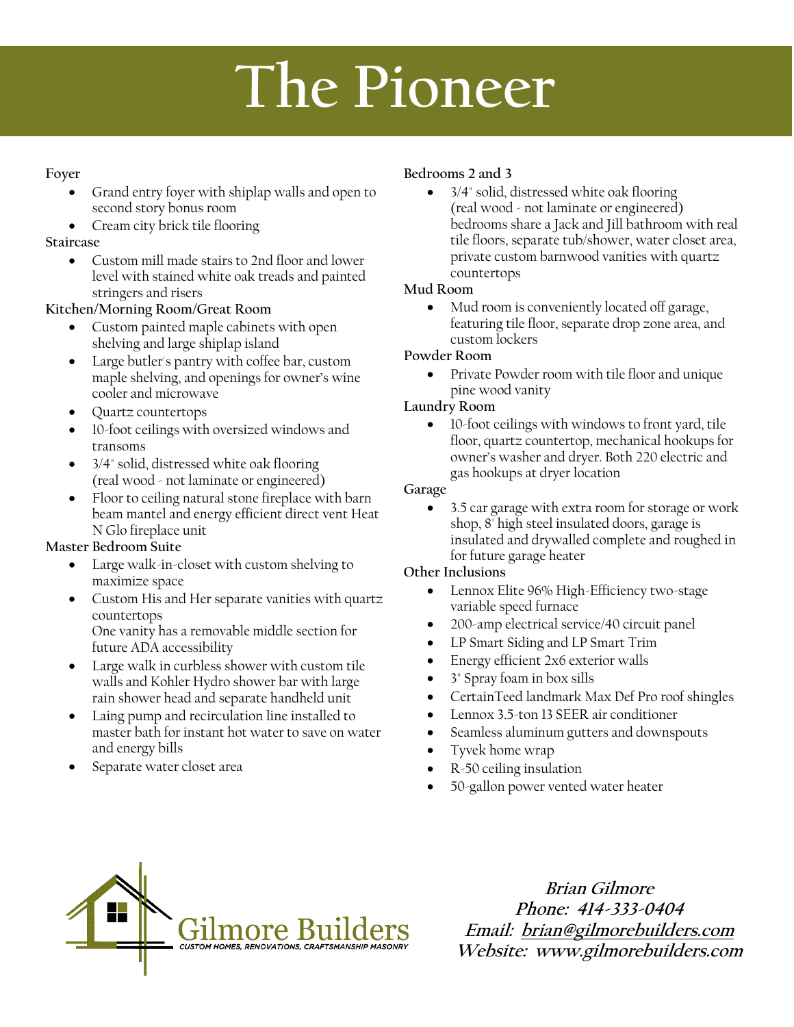# The Pioneer

**Foyer**

- Grand entry foyer with shiplap walls and open to second story bonus room
- Cream city brick tile flooring

**Staircase**

- Custom mill made stairs to 2nd floor and lower level with stained white oak treads and painted stringers and risers

**Kitchen/Morning Room/Great Room**

- Custom painted maple cabinets with open shelving and large shiplap island
- Large butler's pantry with coffee bar, custom maple shelving, and openings for owner's wine cooler and microwave
- Quartz countertops
- 10-foot ceilings with oversized windows and transoms
- 3/4" solid, distressed white oak flooring (real wood - not laminate or engineered)
- Floor to ceiling natural stone fireplace with barn beam mantel and energy efficient direct vent Heat N Glo fireplace unit

**Master Bedroom Suite**

- Large walk-in-closet with custom shelving to maximize space
- Custom His and Her separate vanities with quartz countertops
  One vanity has a removable middle section for future ADA accessibility
- Large walk in curbless shower with custom tile walls and Kohler Hydro shower bar with large rain shower head and separate handheld unit
- Laing pump and recirculation line installed to master bath for instant hot water to save on water and energy bills
- Separate water closet area

**Bedrooms 2 and 3**

- 3/4" solid, distressed white oak flooring (real wood - not laminate or engineered) bedrooms share a Jack and Jill bathroom with real tile floors, separate tub/shower, water closet area, private custom barnwood vanities with quartz countertops

**Mud Room**

- Mud room is conveniently located off garage, featuring tile floor, separate drop zone area, and custom lockers

**Powder Room**

- Private Powder room with tile floor and unique pine wood vanity

**Laundry Room**

- 10-foot ceilings with windows to front yard, tile floor, quartz countertop, mechanical hookups for owner's washer and dryer. Both 220 electric and gas hookups at dryer location

**Garage**

- 3.5 car garage with extra room for storage or work shop, 8' high steel insulated doors, garage is insulated and drywalled complete and roughed in for future garage heater

**Other Inclusions**

- Lennox Elite 96% High-Efficiency two-stage variable speed furnace
- 200-amp electrical service/40 circuit panel
- LP Smart Siding and LP Smart Trim
- Energy efficient 2x6 exterior walls
- 3" Spray foam in box sills
- CertainTeed landmark Max Def Pro roof shingles
- Lennox 3.5-ton 13 SEER air conditioner
- Seamless aluminum gutters and downspouts
- Tyvek home wrap
- R-50 ceiling insulation
- 50-gallon power vented water heater

Gilmore Builders
CUSTOM HOMES, RENOVATIONS, CRAFTSMANSHIP MASONRY

*Brian Gilmore*
*Phone: 414-333-0404*
*Email: brian@gilmorebuilders.com*
*Website: www.gilmorebuilders.com*